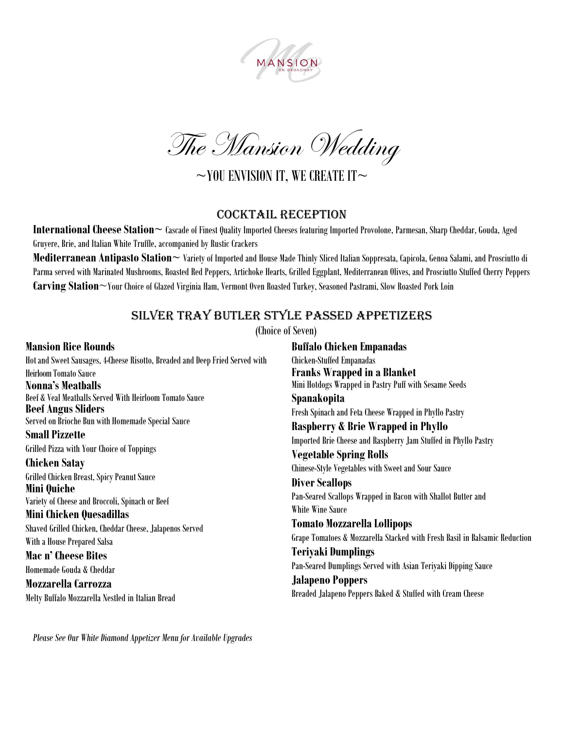MANSION ON BROADWAY

# The Mansion Wedding

~YOU ENVISION IT, WE CREATE IT~

## COCKTAIL RECEPTION

**International Cheese Station~** Cascade of Finest Quality Imported Cheeses featuring Imported Provolone, Parmesan, Sharp Cheddar, Gouda, Aged Gruyere, Brie, and Italian White Truffle, accompanied by Rustic Crackers

**Mediterranean Antipasto Station~** Variety of Imported and House Made Thinly Sliced Italian Soppresata, Capicola, Genoa Salami, and Prosciutto di Parma served with Marinated Mushrooms, Roasted Red Peppers, Artichoke Hearts, Grilled Eggplant, Mediterranean Olives, and Prosciutto Stuffed Cherry Peppers

**Carving Station~**Your Choice of Glazed Virginia Ham, Vermont Oven Roasted Turkey, Seasoned Pastrami, Slow Roasted Pork Loin

## SILVER TRAY BUTLER STYLE PASSED APPETIZERS

(Choice of Seven)

**Mansion Rice Rounds**
Hot and Sweet Sausages, 4-Cheese Risotto, Breaded and Deep Fried Served with Heirloom Tomato Sauce

**Nonna's Meatballs**
Beef & Veal Meatballs Served With Heirloom Tomato Sauce

**Beef Angus Sliders**
Served on Brioche Bun with Homemade Special Sauce

**Small Pizzette**
Grilled Pizza with Your Choice of Toppings

**Chicken Satay**
Grilled Chicken Breast, Spicy Peanut Sauce

**Mini Quiche**
Variety of Cheese and Broccoli, Spinach or Beef

**Mini Chicken Quesadillas**
Shaved Grilled Chicken, Cheddar Cheese, Jalapenos Served With a House Prepared Salsa

**Mac n' Cheese Bites**
Homemade Gouda & Cheddar

**Mozzarella Carrozza**
Melty Buffalo Mozzarella Nestled in Italian Bread

**Buffalo Chicken Empanadas**
Chicken-Stuffed Empanadas

**Franks Wrapped in a Blanket**
Mini Hotdogs Wrapped in Pastry Puff with Sesame Seeds

**Spanakopita**
Fresh Spinach and Feta Cheese Wrapped in Phyllo Pastry

**Raspberry & Brie Wrapped in Phyllo**
Imported Brie Cheese and Raspberry Jam Stuffed in Phyllo Pastry

**Vegetable Spring Rolls**
Chinese-Style Vegetables with Sweet and Sour Sauce

**Diver Scallops**
Pan-Seared Scallops Wrapped in Bacon with Shallot Butter and White Wine Sauce

**Tomato Mozzarella Lollipops**
Grape Tomatoes & Mozzarella Stacked with Fresh Basil in Balsamic Reduction

**Teriyaki Dumplings**
Pan-Seared Dumplings Served with Asian Teriyaki Dipping Sauce

**Jalapeno Poppers**
Breaded Jalapeno Peppers Baked & Stuffed with Cream Cheese

*Please See Our White Diamond Appetizer Menu for Available Upgrades*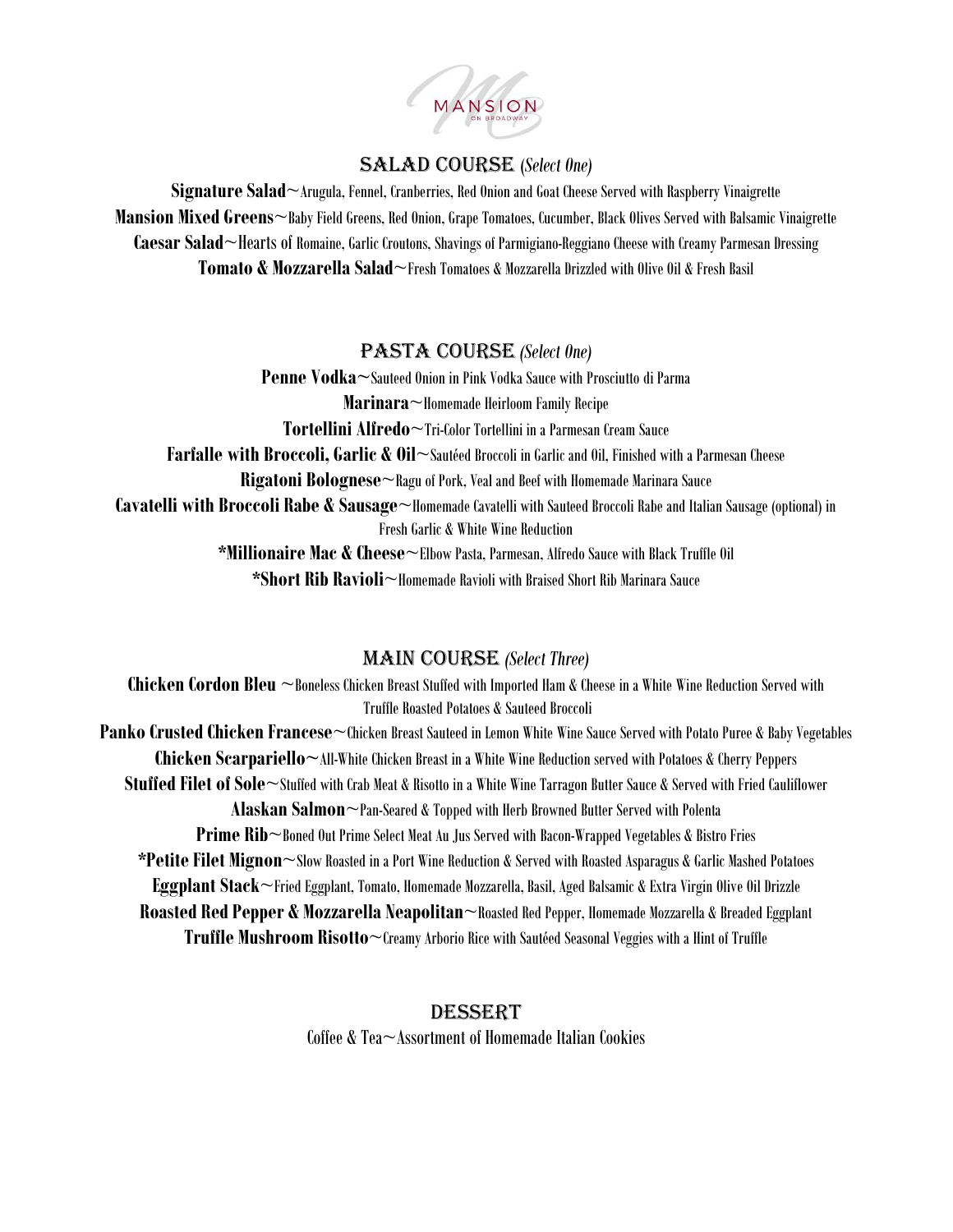MANSION
ON BROADWAY

## SALAD COURSE *(Select One)*

**Signature Salad**~Arugula, Fennel, Cranberries, Red Onion and Goat Cheese Served with Raspberry Vinaigrette

**Mansion Mixed Greens**~Baby Field Greens, Red Onion, Grape Tomatoes, Cucumber, Black Olives Served with Balsamic Vinaigrette

**Caesar Salad**~Hearts of Romaine, Garlic Croutons, Shavings of Parmigiano-Reggiano Cheese with Creamy Parmesan Dressing

**Tomato & Mozzarella Salad**~Fresh Tomatoes & Mozzarella Drizzled with Olive Oil & Fresh Basil

## PASTA COURSE *(Select One)*

**Penne Vodka**~Sauteed Onion in Pink Vodka Sauce with Prosciutto di Parma

**Marinara**~Homemade Heirloom Family Recipe

**Tortellini Alfredo**~Tri-Color Tortellini in a Parmesan Cream Sauce

**Farfalle with Broccoli, Garlic & Oil**~Sautéed Broccoli in Garlic and Oil, Finished with a Parmesan Cheese

**Rigatoni Bolognese**~Ragu of Pork, Veal and Beef with Homemade Marinara Sauce

**Cavatelli with Broccoli Rabe & Sausage**~Homemade Cavatelli with Sauteed Broccoli Rabe and Italian Sausage (optional) in Fresh Garlic & White Wine Reduction

**\*Millionaire Mac & Cheese**~Elbow Pasta, Parmesan, Alfredo Sauce with Black Truffle Oil

**\*Short Rib Ravioli**~Homemade Ravioli with Braised Short Rib Marinara Sauce

## MAIN COURSE *(Select Three)*

**Chicken Cordon Bleu** ~Boneless Chicken Breast Stuffed with Imported Ham & Cheese in a White Wine Reduction Served with Truffle Roasted Potatoes & Sauteed Broccoli

**Panko Crusted Chicken Francese**~Chicken Breast Sauteed in Lemon White Wine Sauce Served with Potato Puree & Baby Vegetables

**Chicken Scarpariello**~All-White Chicken Breast in a White Wine Reduction served with Potatoes & Cherry Peppers

**Stuffed Filet of Sole**~Stuffed with Crab Meat & Risotto in a White Wine Tarragon Butter Sauce & Served with Fried Cauliflower

**Alaskan Salmon**~Pan-Seared & Topped with Herb Browned Butter Served with Polenta

**Prime Rib**~Boned Out Prime Select Meat Au Jus Served with Bacon-Wrapped Vegetables & Bistro Fries

**\*Petite Filet Mignon**~Slow Roasted in a Port Wine Reduction & Served with Roasted Asparagus & Garlic Mashed Potatoes

**Eggplant Stack**~Fried Eggplant, Tomato, Homemade Mozzarella, Basil, Aged Balsamic & Extra Virgin Olive Oil Drizzle

**Roasted Red Pepper & Mozzarella Neapolitan**~Roasted Red Pepper, Homemade Mozzarella & Breaded Eggplant

**Truffle Mushroom Risotto**~Creamy Arborio Rice with Sautéed Seasonal Veggies with a Hint of Truffle

## DESSERT

Coffee & Tea~Assortment of Homemade Italian Cookies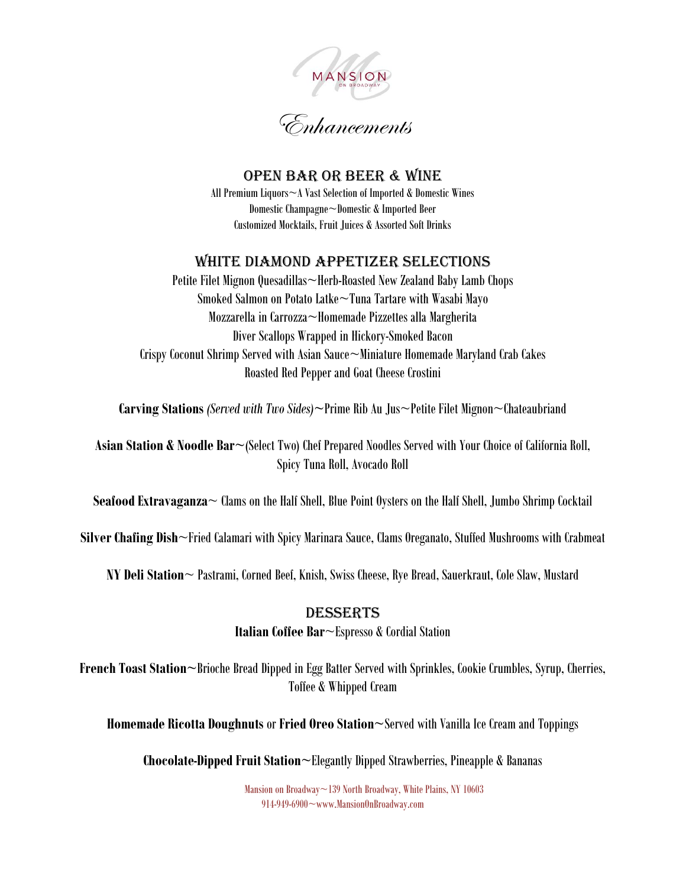MANSION
ON BROADWAY

# Enhancements

## OPEN BAR OR BEER & WINE

All Premium Liquors~A Vast Selection of Imported & Domestic Wines
Domestic Champagne~Domestic & Imported Beer
Customized Mocktails, Fruit Juices & Assorted Soft Drinks

## WHITE DIAMOND APPETIZER SELECTIONS

Petite Filet Mignon Quesadillas~Herb-Roasted New Zealand Baby Lamb Chops
Smoked Salmon on Potato Latke~Tuna Tartare with Wasabi Mayo
Mozzarella in Carrozza~Homemade Pizzettes alla Margherita
Diver Scallops Wrapped in Hickory-Smoked Bacon
Crispy Coconut Shrimp Served with Asian Sauce~Miniature Homemade Maryland Crab Cakes
Roasted Red Pepper and Goat Cheese Crostini

**Carving Stations** *(Served with Two Sides)*~Prime Rib Au Jus~Petite Filet Mignon~Chateaubriand

**Asian Station & Noodle Bar**~(Select Two) Chef Prepared Noodles Served with Your Choice of California Roll, Spicy Tuna Roll, Avocado Roll

**Seafood Extravaganza**~ Clams on the Half Shell, Blue Point Oysters on the Half Shell, Jumbo Shrimp Cocktail

**Silver Chafing Dish**~Fried Calamari with Spicy Marinara Sauce, Clams Oreganato, Stuffed Mushrooms with Crabmeat

**NY Deli Station**~ Pastrami, Corned Beef, Knish, Swiss Cheese, Rye Bread, Sauerkraut, Cole Slaw, Mustard

## DESSERTS

**Italian Coffee Bar**~Espresso & Cordial Station

**French Toast Station**~Brioche Bread Dipped in Egg Batter Served with Sprinkles, Cookie Crumbles, Syrup, Cherries, Toffee & Whipped Cream

**Homemade Ricotta Doughnuts** or **Fried Oreo Station**~Served with Vanilla Ice Cream and Toppings

**Chocolate-Dipped Fruit Station**~Elegantly Dipped Strawberries, Pineapple & Bananas

Mansion on Broadway~139 North Broadway, White Plains, NY 10603
914-949-6900~www.MansionOnBroadway.com